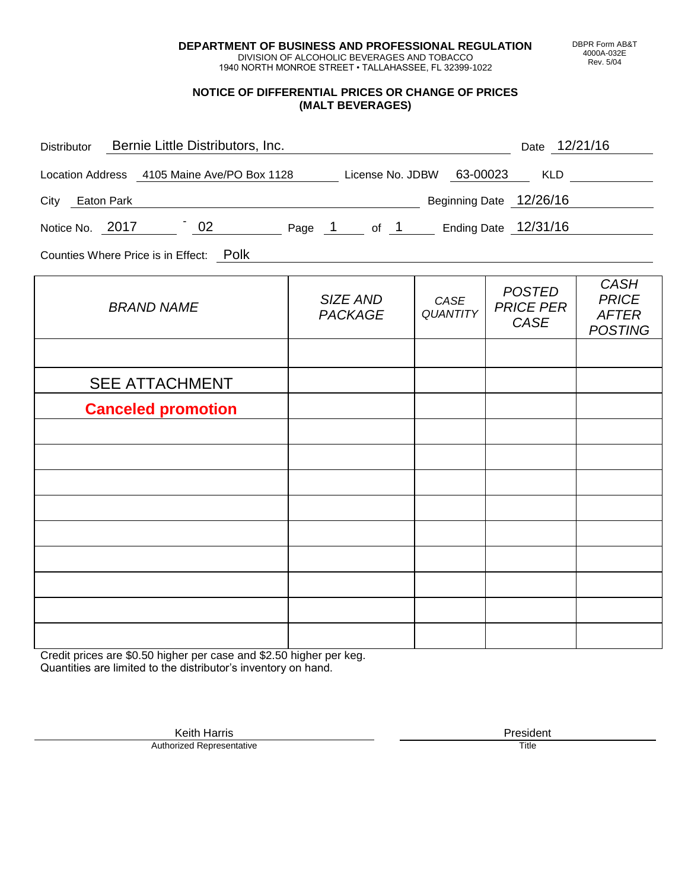**DEPARTMENT OF BUSINESS AND PROFESSIONAL REGULATION**
DIVISION OF ALCOHOLIC BEVERAGES AND TOBACCO
1940 NORTH MONROE STREET • TALLAHASSEE, FL 32399-1022

DBPR Form AB&T 4000A-032E Rev. 5/04

## NOTICE OF DIFFERENTIAL PRICES OR CHANGE OF PRICES (MALT BEVERAGES)

Distributor: Bernie Little Distributors, Inc. Date: 12/21/16

Location Address: 4105 Maine Ave/PO Box 1128 License No. JDBW 63-00023 KLD

City: Eaton Park Beginning Date: 12/26/16

Notice No. 2017 - 02 Page 1 of 1 Ending Date: 12/31/16

Counties Where Price is in Effect: Polk

| BRAND NAME | SIZE AND PACKAGE | CASE QUANTITY | POSTED PRICE PER CASE | CASH PRICE AFTER POSTING |
|---|---|---|---|---|
| | | | | |
| SEE ATTACHMENT | | | | |
| **Canceled promotion** | | | | |
| | | | | |
| | | | | |
| | | | | |
| | | | | |
| | | | | |
| | | | | |
| | | | | |
| | | | | |
| | | | | |

Credit prices are $0.50 higher per case and $2.50 higher per keg.
Quantities are limited to the distributor's inventory on hand.

Keith Harris
Authorized Representative

President
Title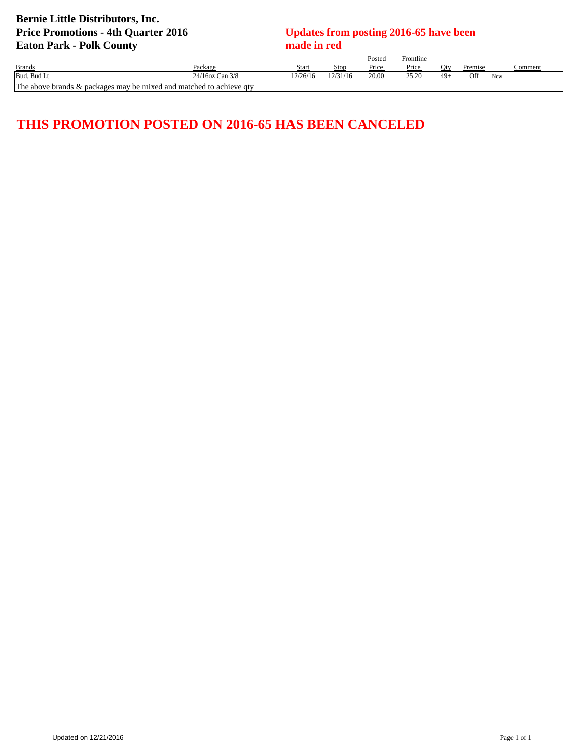**Bernie Little Distributors, Inc.**
**Price Promotions - 4th Quarter 2016**
**Eaton Park - Polk County**

**Updates from posting 2016-65 have been made in red**

| Brands | Package | Start | Stop | Posted Price | Frontline Price | Qty | Premise | | Comment |
|---|---|---|---|---|---|---|---|---|---|
| Bud, Bud Lt | 24/16oz Can 3/8 | 12/26/16 | 12/31/16 | 20.00 | 25.20 | 49+ | Off | New | |
| The above brands & packages may be mixed and matched to achieve qty | | | | | | | | | |

# THIS PROMOTION POSTED ON 2016-65 HAS BEEN CANCELED

Updated on 12/21/2016